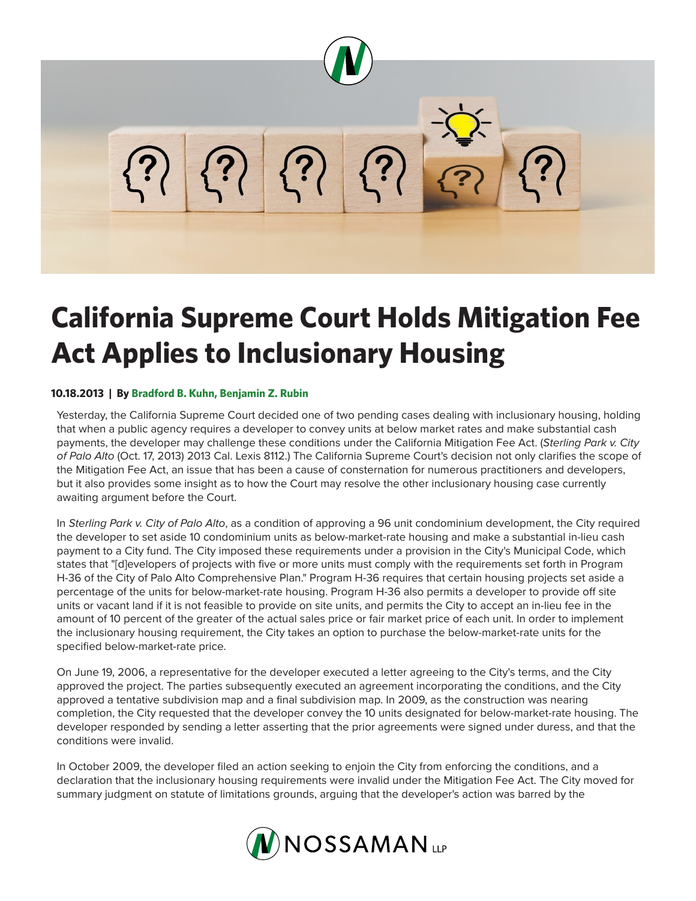# California Supreme Court Holds Mitigation Fee Act Applies to Inclusionary Housing

**10.18.2013 | By Bradford B. Kuhn, Benjamin Z. Rubin**

Yesterday, the California Supreme Court decided one of two pending cases dealing with inclusionary housing, holding that when a public agency requires a developer to convey units at below market rates and make substantial cash payments, the developer may challenge these conditions under the California Mitigation Fee Act. (*Sterling Park v. City of Palo Alto* (Oct. 17, 2013) 2013 Cal. Lexis 8112.) The California Supreme Court's decision not only clarifies the scope of the Mitigation Fee Act, an issue that has been a cause of consternation for numerous practitioners and developers, but it also provides some insight as to how the Court may resolve the other inclusionary housing case currently awaiting argument before the Court.

In *Sterling Park v. City of Palo Alto*, as a condition of approving a 96 unit condominium development, the City required the developer to set aside 10 condominium units as below-market-rate housing and make a substantial in-lieu cash payment to a City fund. The City imposed these requirements under a provision in the City's Municipal Code, which states that "[d]evelopers of projects with five or more units must comply with the requirements set forth in Program H-36 of the City of Palo Alto Comprehensive Plan." Program H-36 requires that certain housing projects set aside a percentage of the units for below-market-rate housing. Program H-36 also permits a developer to provide off site units or vacant land if it is not feasible to provide on site units, and permits the City to accept an in-lieu fee in the amount of 10 percent of the greater of the actual sales price or fair market price of each unit. In order to implement the inclusionary housing requirement, the City takes an option to purchase the below-market-rate units for the specified below-market-rate price.

On June 19, 2006, a representative for the developer executed a letter agreeing to the City's terms, and the City approved the project. The parties subsequently executed an agreement incorporating the conditions, and the City approved a tentative subdivision map and a final subdivision map. In 2009, as the construction was nearing completion, the City requested that the developer convey the 10 units designated for below-market-rate housing. The developer responded by sending a letter asserting that the prior agreements were signed under duress, and that the conditions were invalid.

In October 2009, the developer filed an action seeking to enjoin the City from enforcing the conditions, and a declaration that the inclusionary housing requirements were invalid under the Mitigation Fee Act. The City moved for summary judgment on statute of limitations grounds, arguing that the developer's action was barred by the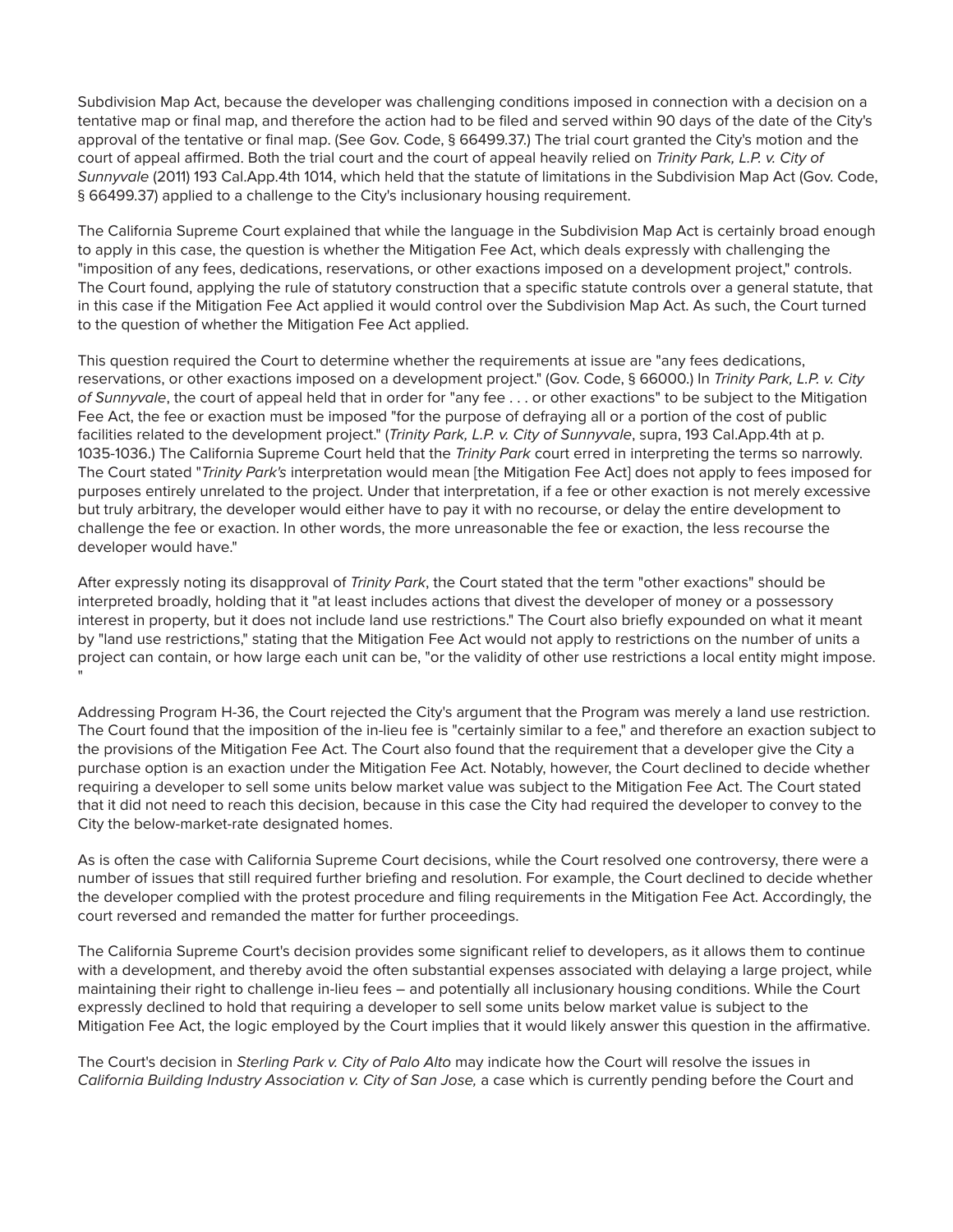Subdivision Map Act, because the developer was challenging conditions imposed in connection with a decision on a tentative map or final map, and therefore the action had to be filed and served within 90 days of the date of the City's approval of the tentative or final map. (See Gov. Code, § 66499.37.) The trial court granted the City's motion and the court of appeal affirmed. Both the trial court and the court of appeal heavily relied on *Trinity Park, L.P. v. City of Sunnyvale* (2011) 193 Cal.App.4th 1014, which held that the statute of limitations in the Subdivision Map Act (Gov. Code, § 66499.37) applied to a challenge to the City's inclusionary housing requirement.

The California Supreme Court explained that while the language in the Subdivision Map Act is certainly broad enough to apply in this case, the question is whether the Mitigation Fee Act, which deals expressly with challenging the "imposition of any fees, dedications, reservations, or other exactions imposed on a development project," controls. The Court found, applying the rule of statutory construction that a specific statute controls over a general statute, that in this case if the Mitigation Fee Act applied it would control over the Subdivision Map Act. As such, the Court turned to the question of whether the Mitigation Fee Act applied.

This question required the Court to determine whether the requirements at issue are "any fees dedications, reservations, or other exactions imposed on a development project." (Gov. Code, § 66000.) In *Trinity Park, L.P. v. City of Sunnyvale*, the court of appeal held that in order for "any fee . . . or other exactions" to be subject to the Mitigation Fee Act, the fee or exaction must be imposed "for the purpose of defraying all or a portion of the cost of public facilities related to the development project." (*Trinity Park, L.P. v. City of Sunnyvale*, supra, 193 Cal.App.4th at p. 1035-1036.) The California Supreme Court held that the *Trinity Park* court erred in interpreting the terms so narrowly. The Court stated "*Trinity Park's* interpretation would mean [the Mitigation Fee Act] does not apply to fees imposed for purposes entirely unrelated to the project. Under that interpretation, if a fee or other exaction is not merely excessive but truly arbitrary, the developer would either have to pay it with no recourse, or delay the entire development to challenge the fee or exaction. In other words, the more unreasonable the fee or exaction, the less recourse the developer would have."

After expressly noting its disapproval of *Trinity Park*, the Court stated that the term "other exactions" should be interpreted broadly, holding that it "at least includes actions that divest the developer of money or a possessory interest in property, but it does not include land use restrictions." The Court also briefly expounded on what it meant by "land use restrictions," stating that the Mitigation Fee Act would not apply to restrictions on the number of units a project can contain, or how large each unit can be, "or the validity of other use restrictions a local entity might impose."

Addressing Program H-36, the Court rejected the City's argument that the Program was merely a land use restriction. The Court found that the imposition of the in-lieu fee is "certainly similar to a fee," and therefore an exaction subject to the provisions of the Mitigation Fee Act. The Court also found that the requirement that a developer give the City a purchase option is an exaction under the Mitigation Fee Act. Notably, however, the Court declined to decide whether requiring a developer to sell some units below market value was subject to the Mitigation Fee Act. The Court stated that it did not need to reach this decision, because in this case the City had required the developer to convey to the City the below-market-rate designated homes.

As is often the case with California Supreme Court decisions, while the Court resolved one controversy, there were a number of issues that still required further briefing and resolution. For example, the Court declined to decide whether the developer complied with the protest procedure and filing requirements in the Mitigation Fee Act. Accordingly, the court reversed and remanded the matter for further proceedings.

The California Supreme Court's decision provides some significant relief to developers, as it allows them to continue with a development, and thereby avoid the often substantial expenses associated with delaying a large project, while maintaining their right to challenge in-lieu fees – and potentially all inclusionary housing conditions. While the Court expressly declined to hold that requiring a developer to sell some units below market value is subject to the Mitigation Fee Act, the logic employed by the Court implies that it would likely answer this question in the affirmative.

The Court's decision in *Sterling Park v. City of Palo Alto* may indicate how the Court will resolve the issues in *California Building Industry Association v. City of San Jose,* a case which is currently pending before the Court and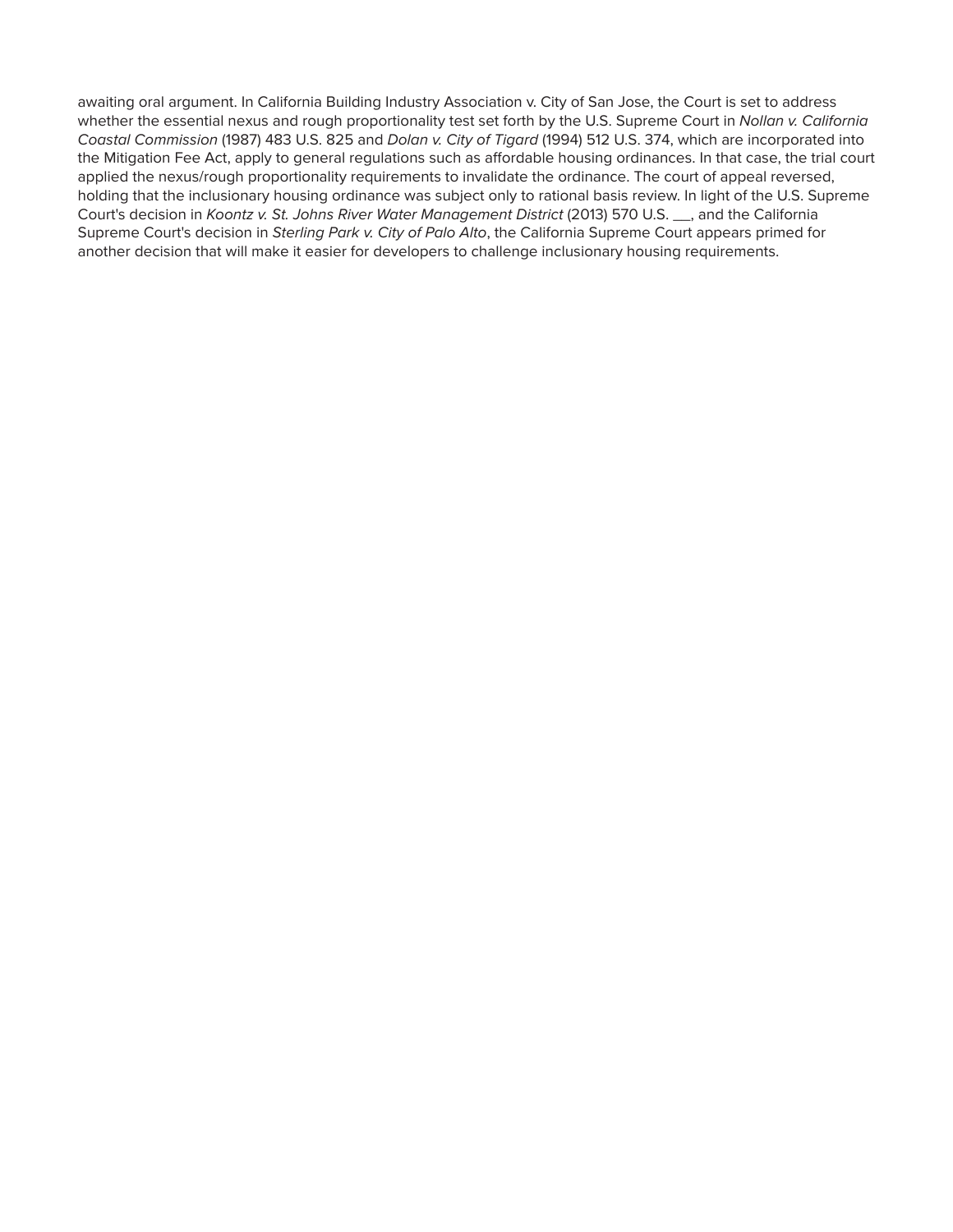awaiting oral argument. In California Building Industry Association v. City of San Jose, the Court is set to address whether the essential nexus and rough proportionality test set forth by the U.S. Supreme Court in *Nollan v. California Coastal Commission* (1987) 483 U.S. 825 and *Dolan v. City of Tigard* (1994) 512 U.S. 374, which are incorporated into the Mitigation Fee Act, apply to general regulations such as affordable housing ordinances. In that case, the trial court applied the nexus/rough proportionality requirements to invalidate the ordinance. The court of appeal reversed, holding that the inclusionary housing ordinance was subject only to rational basis review. In light of the U.S. Supreme Court's decision in *Koontz v. St. Johns River Water Management District* (2013) 570 U.S. __, and the California Supreme Court's decision in *Sterling Park v. City of Palo Alto*, the California Supreme Court appears primed for another decision that will make it easier for developers to challenge inclusionary housing requirements.